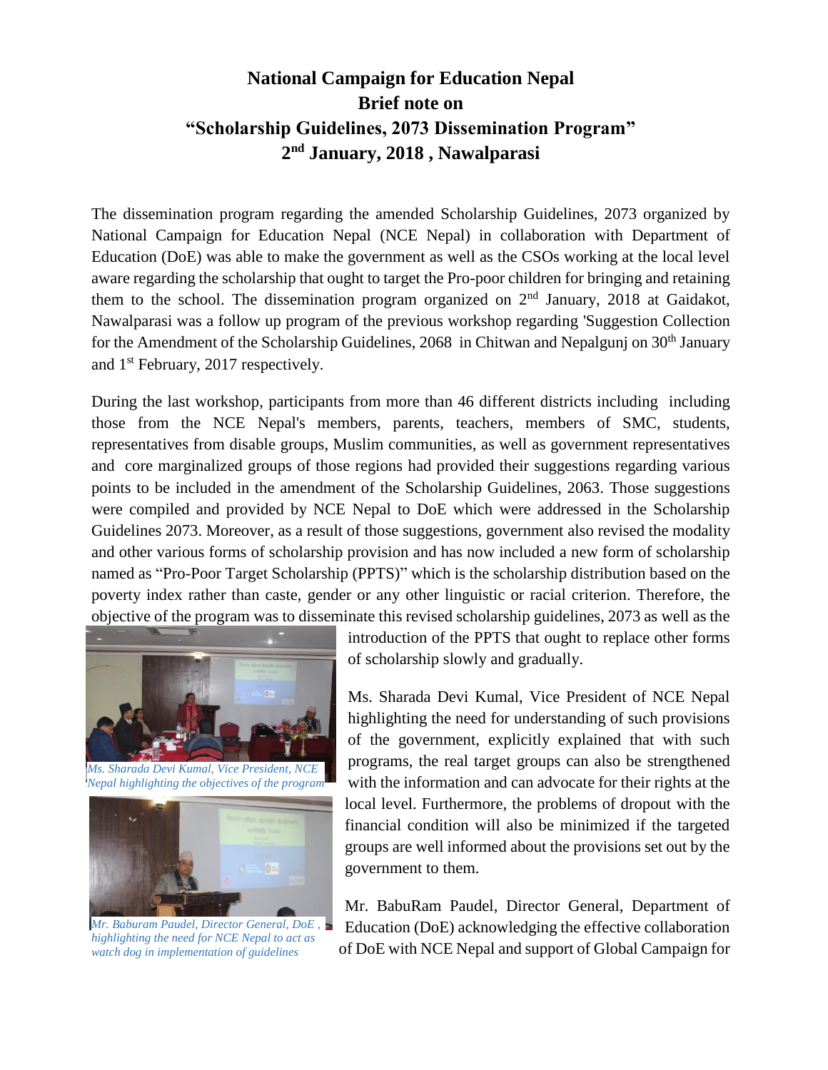# National Campaign for Education Nepal
## Brief note on
## "Scholarship Guidelines, 2073 Dissemination Program"
## 2nd January, 2018 , Nawalparasi

The dissemination program regarding the amended Scholarship Guidelines, 2073 organized by National Campaign for Education Nepal (NCE Nepal) in collaboration with Department of Education (DoE) was able to make the government as well as the CSOs working at the local level aware regarding the scholarship that ought to target the Pro-poor children for bringing and retaining them to the school. The dissemination program organized on 2nd January, 2018 at Gaidakot, Nawalparasi was a follow up program of the previous workshop regarding 'Suggestion Collection for the Amendment of the Scholarship Guidelines, 2068 in Chitwan and Nepalgunj on 30th January and 1st February, 2017 respectively.

During the last workshop, participants from more than 46 different districts including including those from the NCE Nepal's members, parents, teachers, members of SMC, students, representatives from disable groups, Muslim communities, as well as government representatives and core marginalized groups of those regions had provided their suggestions regarding various points to be included in the amendment of the Scholarship Guidelines, 2063. Those suggestions were compiled and provided by NCE Nepal to DoE which were addressed in the Scholarship Guidelines 2073. Moreover, as a result of those suggestions, government also revised the modality and other various forms of scholarship provision and has now included a new form of scholarship named as "Pro-Poor Target Scholarship (PPTS)" which is the scholarship distribution based on the poverty index rather than caste, gender or any other linguistic or racial criterion. Therefore, the objective of the program was to disseminate this revised scholarship guidelines, 2073 as well as the introduction of the PPTS that ought to replace other forms of scholarship slowly and gradually.

*Ms. Sharada Devi Kumal, Vice President, NCE Nepal highlighting the objectives of the program*

*Mr. Baburam Paudel, Director General, DoE , highlighting the need for NCE Nepal to act as watch dog in implementation of guidelines*

Ms. Sharada Devi Kumal, Vice President of NCE Nepal highlighting the need for understanding of such provisions of the government, explicitly explained that with such programs, the real target groups can also be strengthened with the information and can advocate for their rights at the local level. Furthermore, the problems of dropout with the financial condition will also be minimized if the targeted groups are well informed about the provisions set out by the government to them.

Mr. BabuRam Paudel, Director General, Department of Education (DoE) acknowledging the effective collaboration of DoE with NCE Nepal and support of Global Campaign for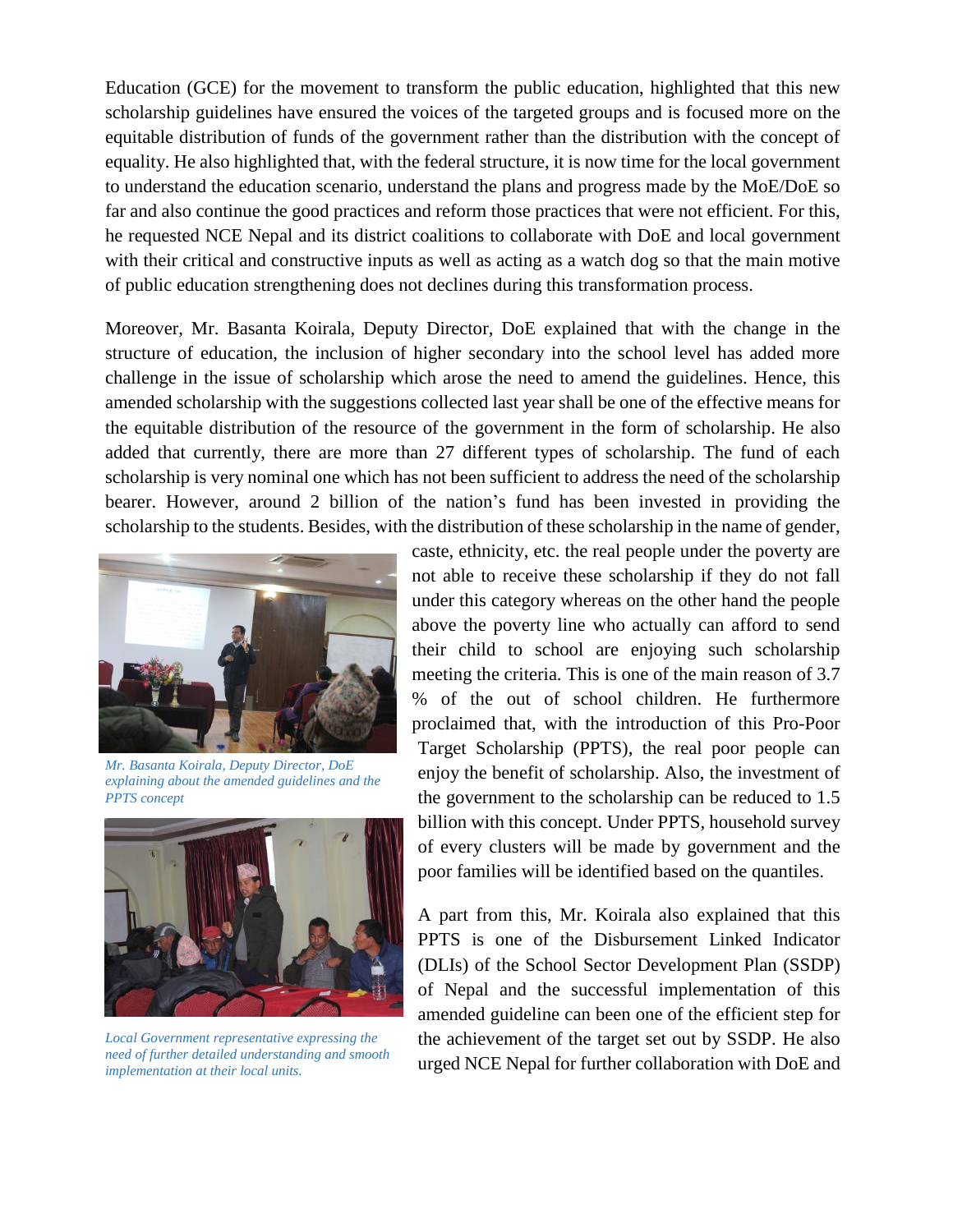Education (GCE) for the movement to transform the public education, highlighted that this new scholarship guidelines have ensured the voices of the targeted groups and is focused more on the equitable distribution of funds of the government rather than the distribution with the concept of equality. He also highlighted that, with the federal structure, it is now time for the local government to understand the education scenario, understand the plans and progress made by the MoE/DoE so far and also continue the good practices and reform those practices that were not efficient. For this, he requested NCE Nepal and its district coalitions to collaborate with DoE and local government with their critical and constructive inputs as well as acting as a watch dog so that the main motive of public education strengthening does not declines during this transformation process.

Moreover, Mr. Basanta Koirala, Deputy Director, DoE explained that with the change in the structure of education, the inclusion of higher secondary into the school level has added more challenge in the issue of scholarship which arose the need to amend the guidelines. Hence, this amended scholarship with the suggestions collected last year shall be one of the effective means for the equitable distribution of the resource of the government in the form of scholarship. He also added that currently, there are more than 27 different types of scholarship. The fund of each scholarship is very nominal one which has not been sufficient to address the need of the scholarship bearer. However, around 2 billion of the nation's fund has been invested in providing the scholarship to the students. Besides, with the distribution of these scholarship in the name of gender, caste, ethnicity, etc. the real people under the poverty are not able to receive these scholarship if they do not fall under this category whereas on the other hand the people above the poverty line who actually can afford to send their child to school are enjoying such scholarship meeting the criteria. This is one of the main reason of 3.7 % of the out of school children. He furthermore proclaimed that, with the introduction of this Pro-Poor Target Scholarship (PPTS), the real poor people can enjoy the benefit of scholarship. Also, the investment of the government to the scholarship can be reduced to 1.5 billion with this concept. Under PPTS, household survey of every clusters will be made by government and the poor families will be identified based on the quantiles.

*Mr. Basanta Koirala, Deputy Director, DoE explaining about the amended guidelines and the PPTS concept*

*Local Government representative expressing the need of further detailed understanding and smooth implementation at their local units.*

A part from this, Mr. Koirala also explained that this PPTS is one of the Disbursement Linked Indicator (DLIs) of the School Sector Development Plan (SSDP) of Nepal and the successful implementation of this amended guideline can been one of the efficient step for the achievement of the target set out by SSDP. He also urged NCE Nepal for further collaboration with DoE and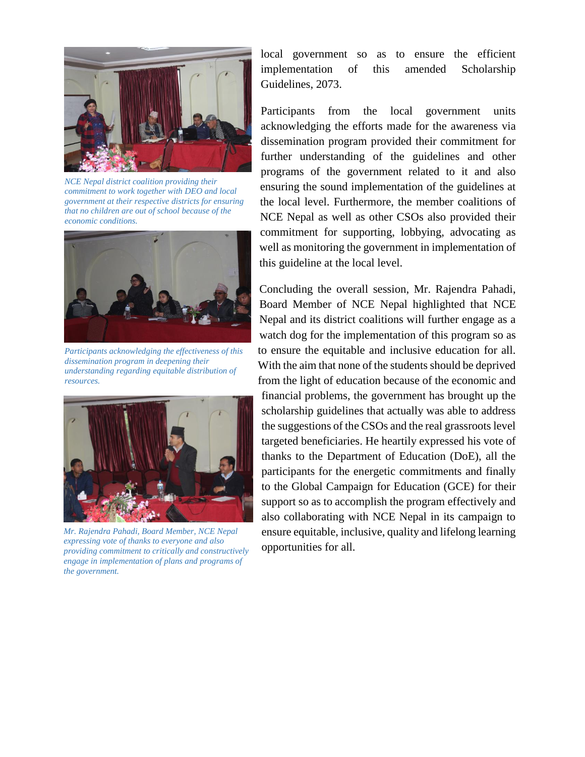local government so as to ensure the efficient implementation of this amended Scholarship Guidelines, 2073.

Participants from the local government units acknowledging the efforts made for the awareness via dissemination program provided their commitment for further understanding of the guidelines and other programs of the government related to it and also ensuring the sound implementation of the guidelines at the local level. Furthermore, the member coalitions of NCE Nepal as well as other CSOs also provided their commitment for supporting, lobbying, advocating as well as monitoring the government in implementation of this guideline at the local level.

Concluding the overall session, Mr. Rajendra Pahadi, Board Member of NCE Nepal highlighted that NCE Nepal and its district coalitions will further engage as a watch dog for the implementation of this program so as to ensure the equitable and inclusive education for all. With the aim that none of the students should be deprived from the light of education because of the economic and financial problems, the government has brought up the scholarship guidelines that actually was able to address the suggestions of the CSOs and the real grassroots level targeted beneficiaries. He heartily expressed his vote of thanks to the Department of Education (DoE), all the participants for the energetic commitments and finally to the Global Campaign for Education (GCE) for their support so as to accomplish the program effectively and also collaborating with NCE Nepal in its campaign to ensure equitable, inclusive, quality and lifelong learning opportunities for all.

*NCE Nepal district coalition providing their commitment to work together with DEO and local government at their respective districts for ensuring that no children are out of school because of the economic conditions.*

*Participants acknowledging the effectiveness of this dissemination program in deepening their understanding regarding equitable distribution of resources.*

*Mr. Rajendra Pahadi, Board Member, NCE Nepal expressing vote of thanks to everyone and also providing commitment to critically and constructively engage in implementation of plans and programs of the government.*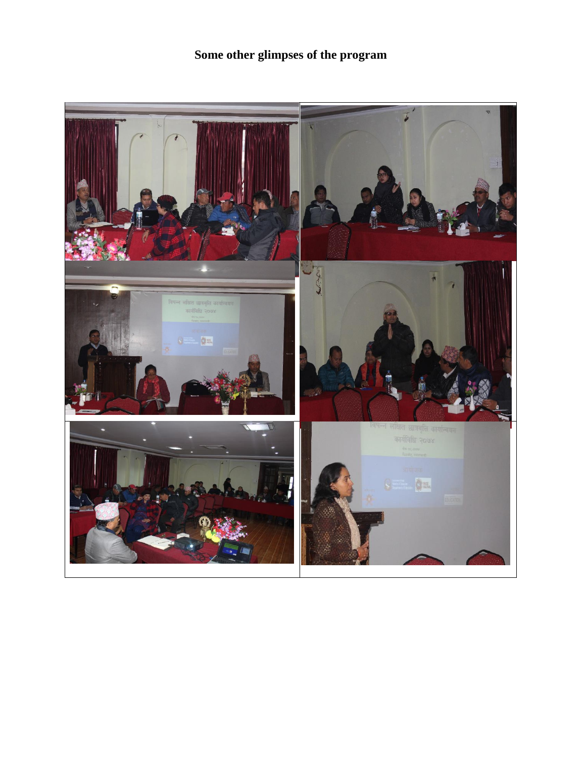# Some other glimpses of the program